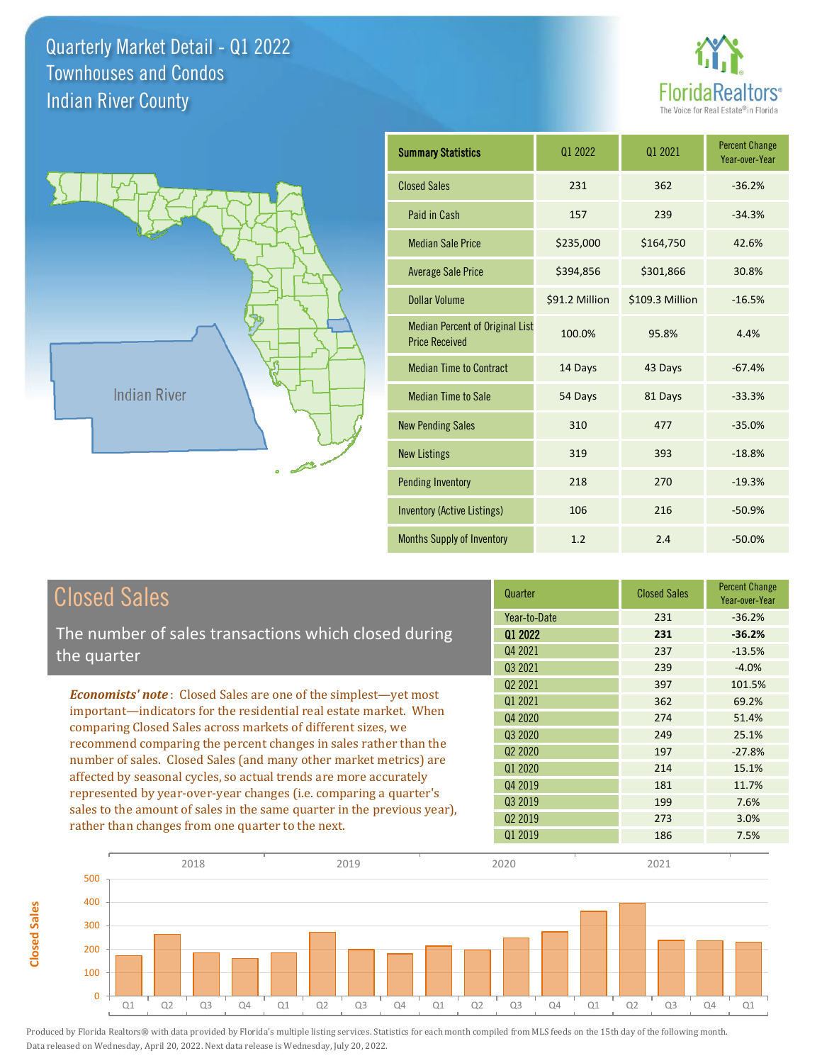# Quarterly Market Detail - Q1 2022
## Townhouses and Condos
## Indian River County

| Summary Statistics | Q1 2022 | Q1 2021 | Percent Change Year-over-Year |
|---|---|---|---|
| Closed Sales | 231 | 362 | -36.2% |
| Paid in Cash | 157 | 239 | -34.3% |
| Median Sale Price | $235,000 | $164,750 | 42.6% |
| Average Sale Price | $394,856 | $301,866 | 30.8% |
| Dollar Volume | $91.2 Million | $109.3 Million | -16.5% |
| Median Percent of Original List Price Received | 100.0% | 95.8% | 4.4% |
| Median Time to Contract | 14 Days | 43 Days | -67.4% |
| Median Time to Sale | 54 Days | 81 Days | -33.3% |
| New Pending Sales | 310 | 477 | -35.0% |
| New Listings | 319 | 393 | -18.8% |
| Pending Inventory | 218 | 270 | -19.3% |
| Inventory (Active Listings) | 106 | 216 | -50.9% |
| Months Supply of Inventory | 1.2 | 2.4 | -50.0% |

## Closed Sales

The number of sales transactions which closed during the quarter

***Economists' note***: Closed Sales are one of the simplest—yet most important—indicators for the residential real estate market. When comparing Closed Sales across markets of different sizes, we recommend comparing the percent changes in sales rather than the number of sales. Closed Sales (and many other market metrics) are affected by seasonal cycles, so actual trends are more accurately represented by year-over-year changes (i.e. comparing a quarter's sales to the amount of sales in the same quarter in the previous year), rather than changes from one quarter to the next.

| Quarter | Closed Sales | Percent Change Year-over-Year |
|---|---|---|
| Year-to-Date | 231 | -36.2% |
| **Q1 2022** | **231** | **-36.2%** |
| Q4 2021 | 237 | -13.5% |
| Q3 2021 | 239 | -4.0% |
| Q2 2021 | 397 | 101.5% |
| Q1 2021 | 362 | 69.2% |
| Q4 2020 | 274 | 51.4% |
| Q3 2020 | 249 | 25.1% |
| Q2 2020 | 197 | -27.8% |
| Q1 2020 | 214 | 15.1% |
| Q4 2019 | 181 | 11.7% |
| Q3 2019 | 199 | 7.6% |
| Q2 2019 | 273 | 3.0% |
| Q1 2019 | 186 | 7.5% |

Produced by Florida Realtors® with data provided by Florida's multiple listing services. Statistics for each month compiled from MLS feeds on the 15th day of the following month. Data released on Wednesday, April 20, 2022. Next data release is Wednesday, July 20, 2022.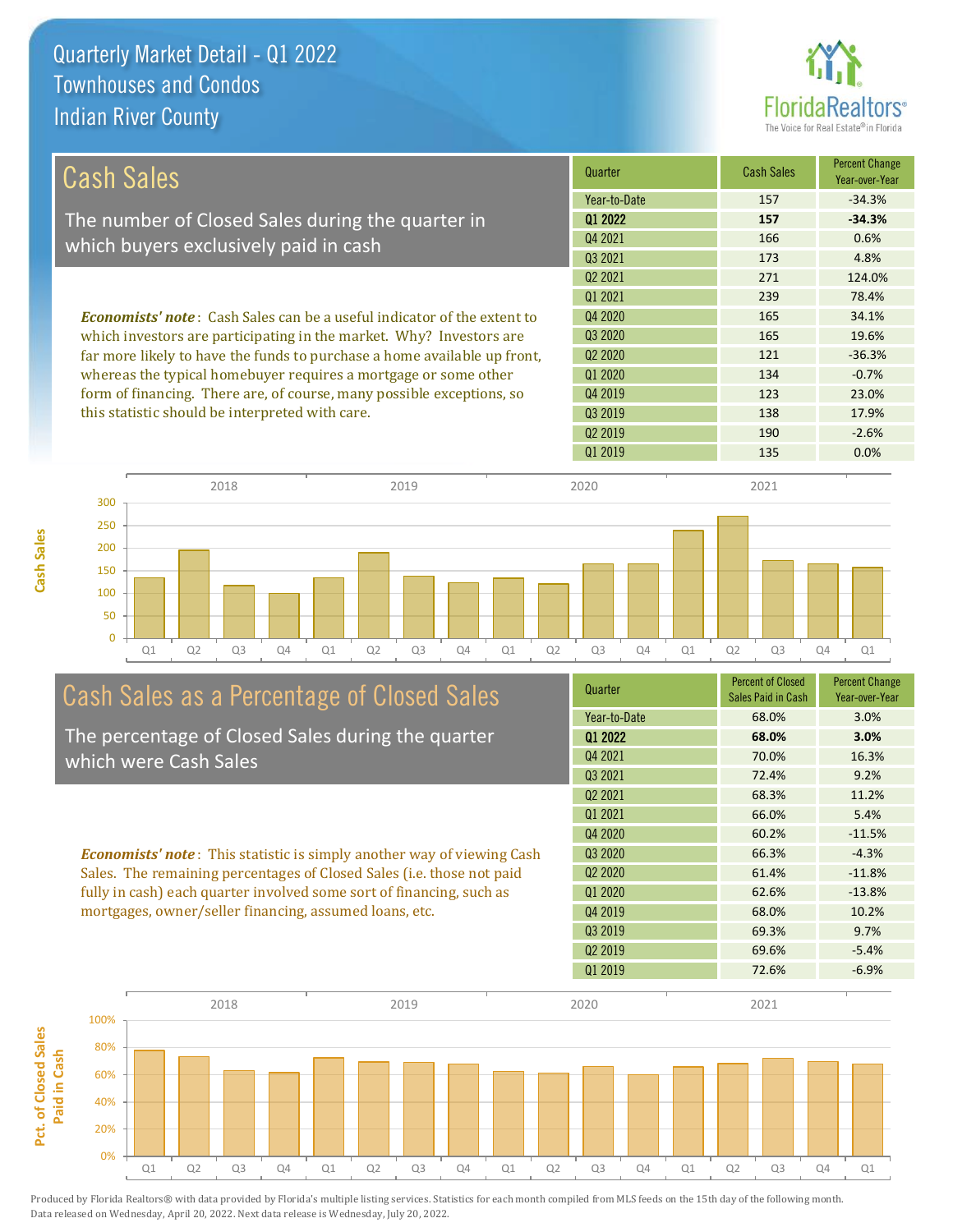# Quarterly Market Detail - Q1 2022
## Townhouses and Condos
## Indian River County

## Cash Sales

The number of Closed Sales during the quarter in which buyers exclusively paid in cash

***Economists' note***: Cash Sales can be a useful indicator of the extent to which investors are participating in the market. Why? Investors are far more likely to have the funds to purchase a home available up front, whereas the typical homebuyer requires a mortgage or some other form of financing. There are, of course, many possible exceptions, so this statistic should be interpreted with care.

| Quarter | Cash Sales | Percent Change Year-over-Year |
|---|---|---|
| Year-to-Date | 157 | -34.3% |
| **Q1 2022** | **157** | **-34.3%** |
| Q4 2021 | 166 | 0.6% |
| Q3 2021 | 173 | 4.8% |
| Q2 2021 | 271 | 124.0% |
| Q1 2021 | 239 | 78.4% |
| Q4 2020 | 165 | 34.1% |
| Q3 2020 | 165 | 19.6% |
| Q2 2020 | 121 | -36.3% |
| Q1 2020 | 134 | -0.7% |
| Q4 2019 | 123 | 23.0% |
| Q3 2019 | 138 | 17.9% |
| Q2 2019 | 190 | -2.6% |
| Q1 2019 | 135 | 0.0% |

## Cash Sales as a Percentage of Closed Sales

The percentage of Closed Sales during the quarter which were Cash Sales

***Economists' note***: This statistic is simply another way of viewing Cash Sales. The remaining percentages of Closed Sales (i.e. those not paid fully in cash) each quarter involved some sort of financing, such as mortgages, owner/seller financing, assumed loans, etc.

| Quarter | Percent of Closed Sales Paid in Cash | Percent Change Year-over-Year |
|---|---|---|
| Year-to-Date | 68.0% | 3.0% |
| **Q1 2022** | **68.0%** | **3.0%** |
| Q4 2021 | 70.0% | 16.3% |
| Q3 2021 | 72.4% | 9.2% |
| Q2 2021 | 68.3% | 11.2% |
| Q1 2021 | 66.0% | 5.4% |
| Q4 2020 | 60.2% | -11.5% |
| Q3 2020 | 66.3% | -4.3% |
| Q2 2020 | 61.4% | -11.8% |
| Q1 2020 | 62.6% | -13.8% |
| Q4 2019 | 68.0% | 10.2% |
| Q3 2019 | 69.3% | 9.7% |
| Q2 2019 | 69.6% | -5.4% |
| Q1 2019 | 72.6% | -6.9% |

Produced by Florida Realtors® with data provided by Florida's multiple listing services. Statistics for each month compiled from MLS feeds on the 15th day of the following month. Data released on Wednesday, April 20, 2022. Next data release is Wednesday, July 20, 2022.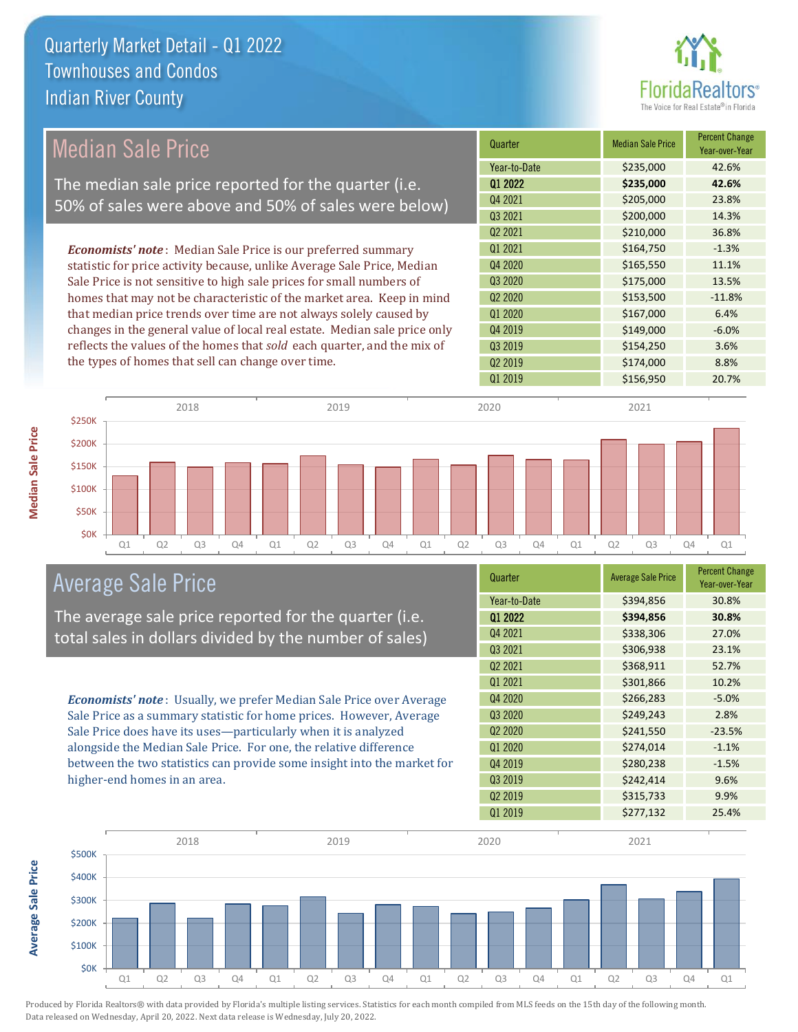# Quarterly Market Detail - Q1 2022
## Townhouses and Condos
## Indian River County

## Median Sale Price

The median sale price reported for the quarter (i.e. 50% of sales were above and 50% of sales were below)

***Economists' note***: Median Sale Price is our preferred summary statistic for price activity because, unlike Average Sale Price, Median Sale Price is not sensitive to high sale prices for small numbers of homes that may not be characteristic of the market area. Keep in mind that median price trends over time are not always solely caused by changes in the general value of local real estate. Median sale price only reflects the values of the homes that *sold* each quarter, and the mix of the types of homes that sell can change over time.

| Quarter | Median Sale Price | Percent Change Year-over-Year |
|---|---|---|
| Year-to-Date | $235,000 | 42.6% |
| **Q1 2022** | **$235,000** | **42.6%** |
| Q4 2021 | $205,000 | 23.8% |
| Q3 2021 | $200,000 | 14.3% |
| Q2 2021 | $210,000 | 36.8% |
| Q1 2021 | $164,750 | -1.3% |
| Q4 2020 | $165,550 | 11.1% |
| Q3 2020 | $175,000 | 13.5% |
| Q2 2020 | $153,500 | -11.8% |
| Q1 2020 | $167,000 | 6.4% |
| Q4 2019 | $149,000 | -6.0% |
| Q3 2019 | $154,250 | 3.6% |
| Q2 2019 | $174,000 | 8.8% |
| Q1 2019 | $156,950 | 20.7% |

## Average Sale Price

The average sale price reported for the quarter (i.e. total sales in dollars divided by the number of sales)

***Economists' note***: Usually, we prefer Median Sale Price over Average Sale Price as a summary statistic for home prices. However, Average Sale Price does have its uses—particularly when it is analyzed alongside the Median Sale Price. For one, the relative difference between the two statistics can provide some insight into the market for higher-end homes in an area.

| Quarter | Average Sale Price | Percent Change Year-over-Year |
|---|---|---|
| Year-to-Date | $394,856 | 30.8% |
| **Q1 2022** | **$394,856** | **30.8%** |
| Q4 2021 | $338,306 | 27.0% |
| Q3 2021 | $306,938 | 23.1% |
| Q2 2021 | $368,911 | 52.7% |
| Q1 2021 | $301,866 | 10.2% |
| Q4 2020 | $266,283 | -5.0% |
| Q3 2020 | $249,243 | 2.8% |
| Q2 2020 | $241,550 | -23.5% |
| Q1 2020 | $274,014 | -1.1% |
| Q4 2019 | $280,238 | -1.5% |
| Q3 2019 | $242,414 | 9.6% |
| Q2 2019 | $315,733 | 9.9% |
| Q1 2019 | $277,132 | 25.4% |

Produced by Florida Realtors® with data provided by Florida's multiple listing services. Statistics for each month compiled from MLS feeds on the 15th day of the following month. Data released on Wednesday, April 20, 2022. Next data release is Wednesday, July 20, 2022.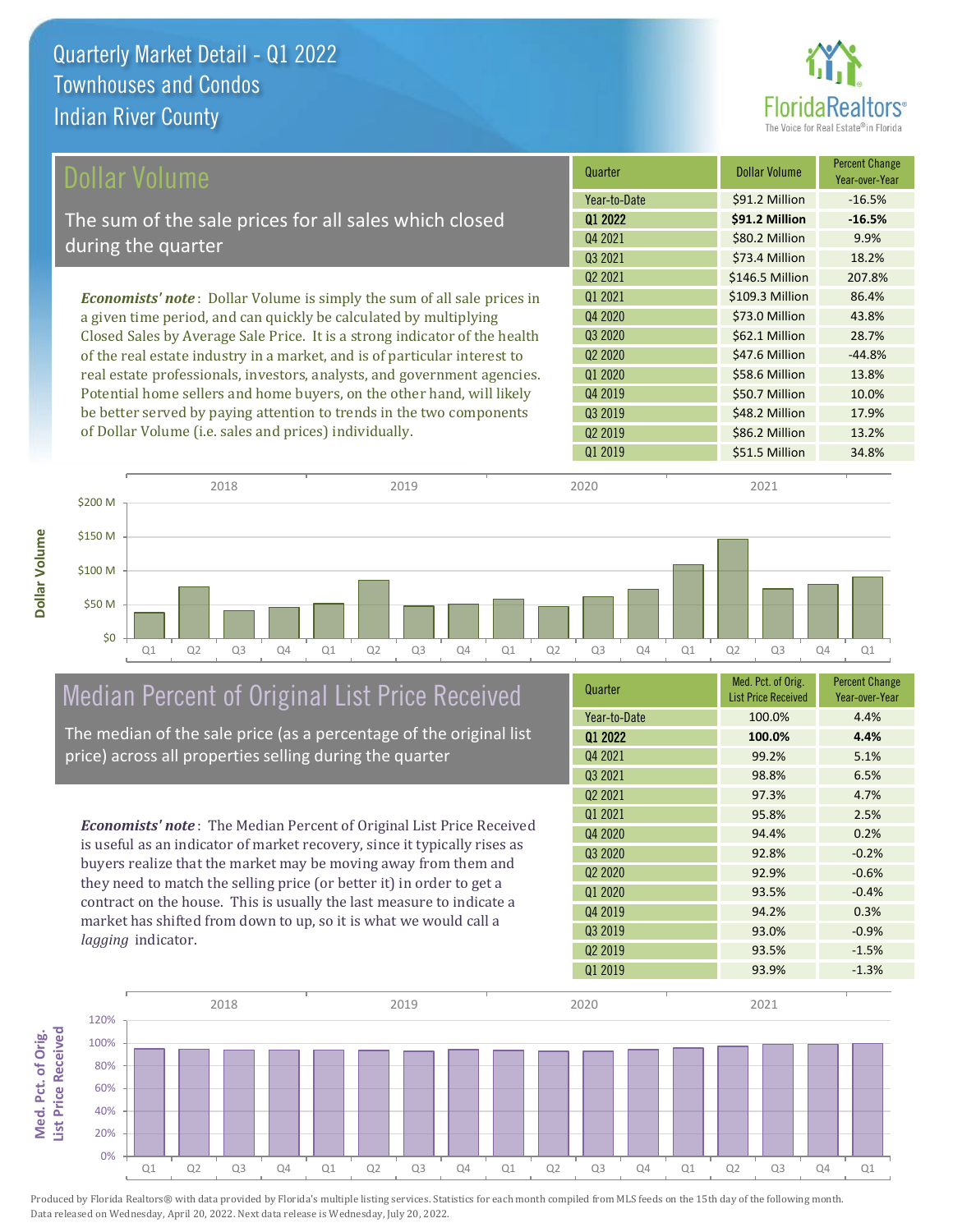# Quarterly Market Detail - Q1 2022
## Townhouses and Condos
## Indian River County

## Dollar Volume

The sum of the sale prices for all sales which closed during the quarter

***Economists' note***: Dollar Volume is simply the sum of all sale prices in a given time period, and can quickly be calculated by multiplying Closed Sales by Average Sale Price. It is a strong indicator of the health of the real estate industry in a market, and is of particular interest to real estate professionals, investors, analysts, and government agencies. Potential home sellers and home buyers, on the other hand, will likely be better served by paying attention to trends in the two components of Dollar Volume (i.e. sales and prices) individually.

| Quarter | Dollar Volume | Percent Change Year-over-Year |
|---|---|---|
| Year-to-Date | $91.2 Million | -16.5% |
| **Q1 2022** | **$91.2 Million** | **-16.5%** |
| Q4 2021 | $80.2 Million | 9.9% |
| Q3 2021 | $73.4 Million | 18.2% |
| Q2 2021 | $146.5 Million | 207.8% |
| Q1 2021 | $109.3 Million | 86.4% |
| Q4 2020 | $73.0 Million | 43.8% |
| Q3 2020 | $62.1 Million | 28.7% |
| Q2 2020 | $47.6 Million | -44.8% |
| Q1 2020 | $58.6 Million | 13.8% |
| Q4 2019 | $50.7 Million | 10.0% |
| Q3 2019 | $48.2 Million | 17.9% |
| Q2 2019 | $86.2 Million | 13.2% |
| Q1 2019 | $51.5 Million | 34.8% |

## Median Percent of Original List Price Received

The median of the sale price (as a percentage of the original list price) across all properties selling during the quarter

***Economists' note***: The Median Percent of Original List Price Received is useful as an indicator of market recovery, since it typically rises as buyers realize that the market may be moving away from them and they need to match the selling price (or better it) in order to get a contract on the house. This is usually the last measure to indicate a market has shifted from down to up, so it is what we would call a *lagging* indicator.

| Quarter | Med. Pct. of Orig. List Price Received | Percent Change Year-over-Year |
|---|---|---|
| Year-to-Date | 100.0% | 4.4% |
| **Q1 2022** | **100.0%** | **4.4%** |
| Q4 2021 | 99.2% | 5.1% |
| Q3 2021 | 98.8% | 6.5% |
| Q2 2021 | 97.3% | 4.7% |
| Q1 2021 | 95.8% | 2.5% |
| Q4 2020 | 94.4% | 0.2% |
| Q3 2020 | 92.8% | -0.2% |
| Q2 2020 | 92.9% | -0.6% |
| Q1 2020 | 93.5% | -0.4% |
| Q4 2019 | 94.2% | 0.3% |
| Q3 2019 | 93.0% | -0.9% |
| Q2 2019 | 93.5% | -1.5% |
| Q1 2019 | 93.9% | -1.3% |

Produced by Florida Realtors® with data provided by Florida's multiple listing services. Statistics for each month compiled from MLS feeds on the 15th day of the following month. Data released on Wednesday, April 20, 2022. Next data release is Wednesday, July 20, 2022.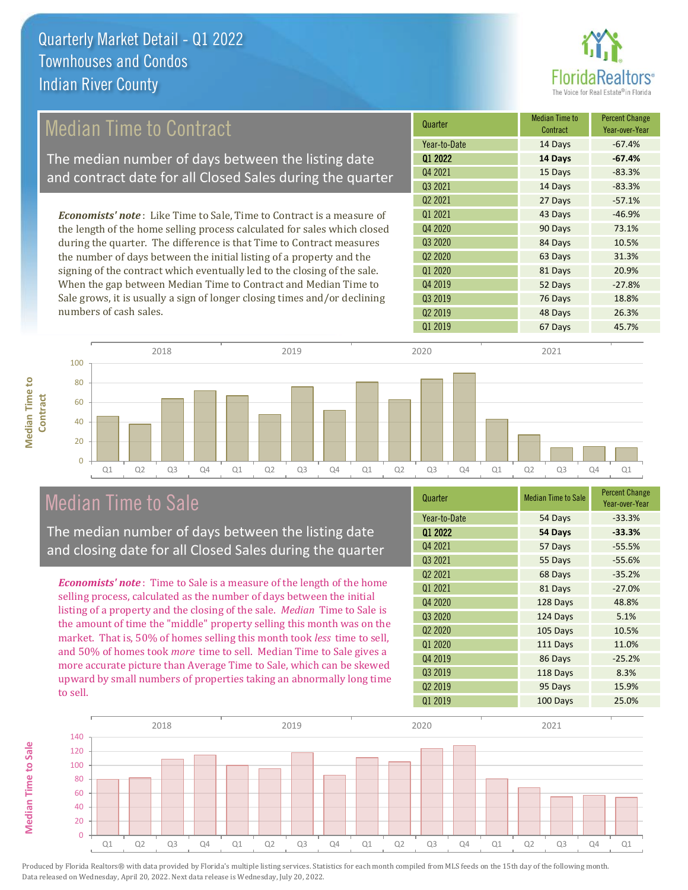# Quarterly Market Detail - Q1 2022
## Townhouses and Condos
## Indian River County

## Median Time to Contract

The median number of days between the listing date and contract date for all Closed Sales during the quarter

*Economists' note*: Like Time to Sale, Time to Contract is a measure of the length of the home selling process calculated for sales which closed during the quarter. The difference is that Time to Contract measures the number of days between the initial listing of a property and the signing of the contract which eventually led to the closing of the sale. When the gap between Median Time to Contract and Median Time to Sale grows, it is usually a sign of longer closing times and/or declining numbers of cash sales.

| Quarter | Median Time to Contract | Percent Change Year-over-Year |
|---|---|---|
| Year-to-Date | 14 Days | -67.4% |
| **Q1 2022** | **14 Days** | **-67.4%** |
| Q4 2021 | 15 Days | -83.3% |
| Q3 2021 | 14 Days | -83.3% |
| Q2 2021 | 27 Days | -57.1% |
| Q1 2021 | 43 Days | -46.9% |
| Q4 2020 | 90 Days | 73.1% |
| Q3 2020 | 84 Days | 10.5% |
| Q2 2020 | 63 Days | 31.3% |
| Q1 2020 | 81 Days | 20.9% |
| Q4 2019 | 52 Days | -27.8% |
| Q3 2019 | 76 Days | 18.8% |
| Q2 2019 | 48 Days | 26.3% |
| Q1 2019 | 67 Days | 45.7% |

## Median Time to Sale

The median number of days between the listing date and closing date for all Closed Sales during the quarter

*Economists' note*: Time to Sale is a measure of the length of the home selling process, calculated as the number of days between the initial listing of a property and the closing of the sale. *Median* Time to Sale is the amount of time the "middle" property selling this month was on the market. That is, 50% of homes selling this month took *less* time to sell, and 50% of homes took *more* time to sell. Median Time to Sale gives a more accurate picture than Average Time to Sale, which can be skewed upward by small numbers of properties taking an abnormally long time to sell.

| Quarter | Median Time to Sale | Percent Change Year-over-Year |
|---|---|---|
| Year-to-Date | 54 Days | -33.3% |
| **Q1 2022** | **54 Days** | **-33.3%** |
| Q4 2021 | 57 Days | -55.5% |
| Q3 2021 | 55 Days | -55.6% |
| Q2 2021 | 68 Days | -35.2% |
| Q1 2021 | 81 Days | -27.0% |
| Q4 2020 | 128 Days | 48.8% |
| Q3 2020 | 124 Days | 5.1% |
| Q2 2020 | 105 Days | 10.5% |
| Q1 2020 | 111 Days | 11.0% |
| Q4 2019 | 86 Days | -25.2% |
| Q3 2019 | 118 Days | 8.3% |
| Q2 2019 | 95 Days | 15.9% |
| Q1 2019 | 100 Days | 25.0% |

Produced by Florida Realtors® with data provided by Florida's multiple listing services. Statistics for each month compiled from MLS feeds on the 15th day of the following month. Data released on Wednesday, April 20, 2022. Next data release is Wednesday, July 20, 2022.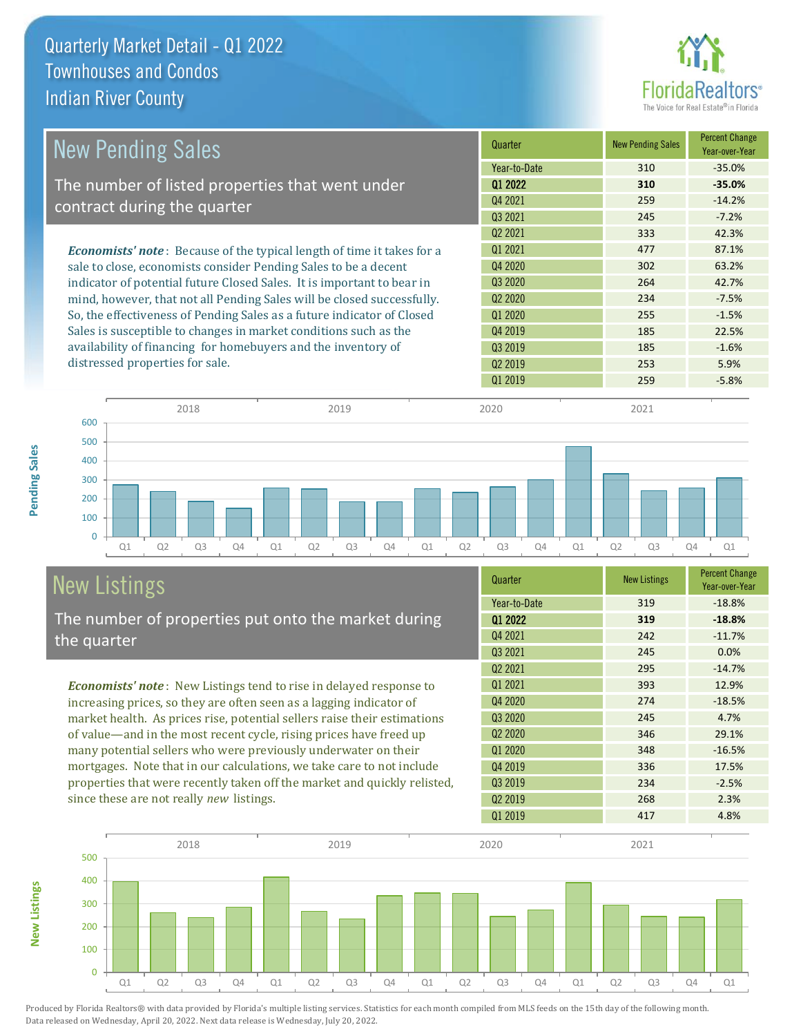# Quarterly Market Detail - Q1 2022
## Townhouses and Condos
## Indian River County

## New Pending Sales

The number of listed properties that went under contract during the quarter

***Economists' note***: Because of the typical length of time it takes for a sale to close, economists consider Pending Sales to be a decent indicator of potential future Closed Sales. It is important to bear in mind, however, that not all Pending Sales will be closed successfully. So, the effectiveness of Pending Sales as a future indicator of Closed Sales is susceptible to changes in market conditions such as the availability of financing for homebuyers and the inventory of distressed properties for sale.

| Quarter | New Pending Sales | Percent Change Year-over-Year |
|---|---|---|
| Year-to-Date | 310 | -35.0% |
| **Q1 2022** | **310** | **-35.0%** |
| Q4 2021 | 259 | -14.2% |
| Q3 2021 | 245 | -7.2% |
| Q2 2021 | 333 | 42.3% |
| Q1 2021 | 477 | 87.1% |
| Q4 2020 | 302 | 63.2% |
| Q3 2020 | 264 | 42.7% |
| Q2 2020 | 234 | -7.5% |
| Q1 2020 | 255 | -1.5% |
| Q4 2019 | 185 | 22.5% |
| Q3 2019 | 185 | -1.6% |
| Q2 2019 | 253 | 5.9% |
| Q1 2019 | 259 | -5.8% |

## New Listings

The number of properties put onto the market during the quarter

***Economists' note***: New Listings tend to rise in delayed response to increasing prices, so they are often seen as a lagging indicator of market health. As prices rise, potential sellers raise their estimations of value—and in the most recent cycle, rising prices have freed up many potential sellers who were previously underwater on their mortgages. Note that in our calculations, we take care to not include properties that were recently taken off the market and quickly relisted, since these are not really *new* listings.

| Quarter | New Listings | Percent Change Year-over-Year |
|---|---|---|
| Year-to-Date | 319 | -18.8% |
| **Q1 2022** | **319** | **-18.8%** |
| Q4 2021 | 242 | -11.7% |
| Q3 2021 | 245 | 0.0% |
| Q2 2021 | 295 | -14.7% |
| Q1 2021 | 393 | 12.9% |
| Q4 2020 | 274 | -18.5% |
| Q3 2020 | 245 | 4.7% |
| Q2 2020 | 346 | 29.1% |
| Q1 2020 | 348 | -16.5% |
| Q4 2019 | 336 | 17.5% |
| Q3 2019 | 234 | -2.5% |
| Q2 2019 | 268 | 2.3% |
| Q1 2019 | 417 | 4.8% |

Produced by Florida Realtors® with data provided by Florida's multiple listing services. Statistics for each month compiled from MLS feeds on the 15th day of the following month. Data released on Wednesday, April 20, 2022. Next data release is Wednesday, July 20, 2022.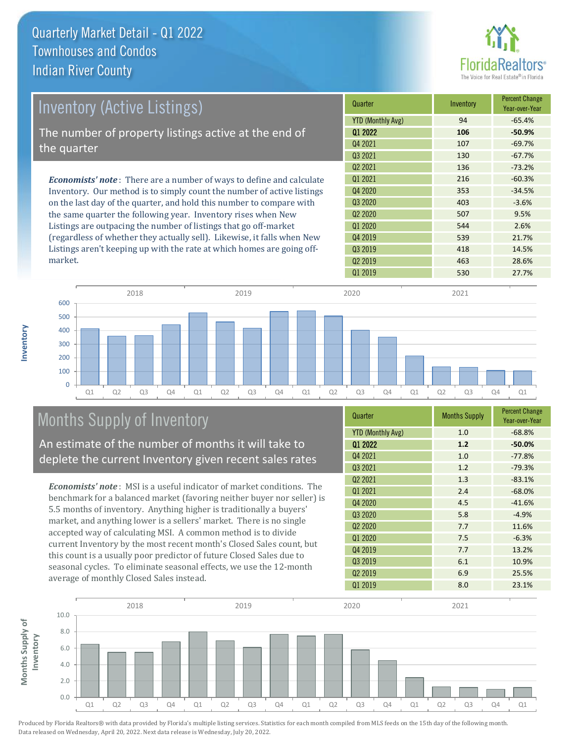# Quarterly Market Detail - Q1 2022
## Townhouses and Condos
## Indian River County

## Inventory (Active Listings)

The number of property listings active at the end of the quarter

*Economists' note*: There are a number of ways to define and calculate Inventory. Our method is to simply count the number of active listings on the last day of the quarter, and hold this number to compare with the same quarter the following year. Inventory rises when New Listings are outpacing the number of listings that go off-market (regardless of whether they actually sell). Likewise, it falls when New Listings aren't keeping up with the rate at which homes are going off-market.

| Quarter | Inventory | Percent Change Year-over-Year |
|---|---|---|
| YTD (Monthly Avg) | 94 | -65.4% |
| **Q1 2022** | **106** | **-50.9%** |
| Q4 2021 | 107 | -69.7% |
| Q3 2021 | 130 | -67.7% |
| Q2 2021 | 136 | -73.2% |
| Q1 2021 | 216 | -60.3% |
| Q4 2020 | 353 | -34.5% |
| Q3 2020 | 403 | -3.6% |
| Q2 2020 | 507 | 9.5% |
| Q1 2020 | 544 | 2.6% |
| Q4 2019 | 539 | 21.7% |
| Q3 2019 | 418 | 14.5% |
| Q2 2019 | 463 | 28.6% |
| Q1 2019 | 530 | 27.7% |

## Months Supply of Inventory

An estimate of the number of months it will take to deplete the current Inventory given recent sales rates

*Economists' note*: MSI is a useful indicator of market conditions. The benchmark for a balanced market (favoring neither buyer nor seller) is 5.5 months of inventory. Anything higher is traditionally a buyers' market, and anything lower is a sellers' market. There is no single accepted way of calculating MSI. A common method is to divide current Inventory by the most recent month's Closed Sales count, but this count is a usually poor predictor of future Closed Sales due to seasonal cycles. To eliminate seasonal effects, we use the 12-month average of monthly Closed Sales instead.

| Quarter | Months Supply | Percent Change Year-over-Year |
|---|---|---|
| YTD (Monthly Avg) | 1.0 | -68.8% |
| **Q1 2022** | **1.2** | **-50.0%** |
| Q4 2021 | 1.0 | -77.8% |
| Q3 2021 | 1.2 | -79.3% |
| Q2 2021 | 1.3 | -83.1% |
| Q1 2021 | 2.4 | -68.0% |
| Q4 2020 | 4.5 | -41.6% |
| Q3 2020 | 5.8 | -4.9% |
| Q2 2020 | 7.7 | 11.6% |
| Q1 2020 | 7.5 | -6.3% |
| Q4 2019 | 7.7 | 13.2% |
| Q3 2019 | 6.1 | 10.9% |
| Q2 2019 | 6.9 | 25.5% |
| Q1 2019 | 8.0 | 23.1% |

Produced by Florida Realtors® with data provided by Florida's multiple listing services. Statistics for each month compiled from MLS feeds on the 15th day of the following month. Data released on Wednesday, April 20, 2022. Next data release is Wednesday, July 20, 2022.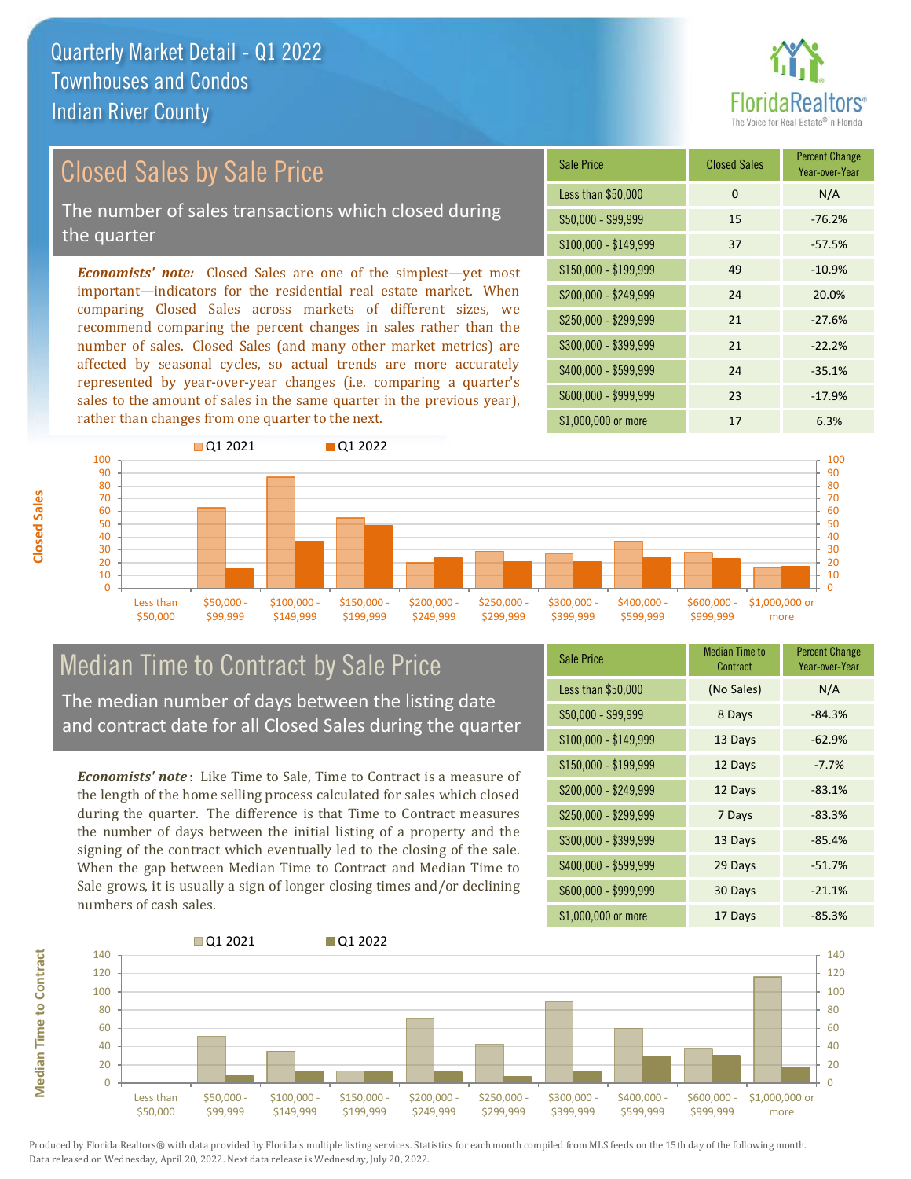# Quarterly Market Detail - Q1 2022
## Townhouses and Condos
## Indian River County

## Closed Sales by Sale Price

The number of sales transactions which closed during the quarter

*Economists' note:* Closed Sales are one of the simplest—yet most important—indicators for the residential real estate market. When comparing Closed Sales across markets of different sizes, we recommend comparing the percent changes in sales rather than the number of sales. Closed Sales (and many other market metrics) are affected by seasonal cycles, so actual trends are more accurately represented by year-over-year changes (i.e. comparing a quarter's sales to the amount of sales in the same quarter in the previous year), rather than changes from one quarter to the next.

| Sale Price | Closed Sales | Percent Change Year-over-Year |
|---|---|---|
| Less than $50,000 | 0 | N/A |
| $50,000 - $99,999 | 15 | -76.2% |
| $100,000 - $149,999 | 37 | -57.5% |
| $150,000 - $199,999 | 49 | -10.9% |
| $200,000 - $249,999 | 24 | 20.0% |
| $250,000 - $299,999 | 21 | -27.6% |
| $300,000 - $399,999 | 21 | -22.2% |
| $400,000 - $599,999 | 24 | -35.1% |
| $600,000 - $999,999 | 23 | -17.9% |
| $1,000,000 or more | 17 | 6.3% |

## Median Time to Contract by Sale Price

The median number of days between the listing date and contract date for all Closed Sales during the quarter

*Economists' note*: Like Time to Sale, Time to Contract is a measure of the length of the home selling process calculated for sales which closed during the quarter. The difference is that Time to Contract measures the number of days between the initial listing of a property and the signing of the contract which eventually led to the closing of the sale. When the gap between Median Time to Contract and Median Time to Sale grows, it is usually a sign of longer closing times and/or declining numbers of cash sales.

| Sale Price | Median Time to Contract | Percent Change Year-over-Year |
|---|---|---|
| Less than $50,000 | (No Sales) | N/A |
| $50,000 - $99,999 | 8 Days | -84.3% |
| $100,000 - $149,999 | 13 Days | -62.9% |
| $150,000 - $199,999 | 12 Days | -7.7% |
| $200,000 - $249,999 | 12 Days | -83.1% |
| $250,000 - $299,999 | 7 Days | -83.3% |
| $300,000 - $399,999 | 13 Days | -85.4% |
| $400,000 - $599,999 | 29 Days | -51.7% |
| $600,000 - $999,999 | 30 Days | -21.1% |
| $1,000,000 or more | 17 Days | -85.3% |

Produced by Florida Realtors® with data provided by Florida's multiple listing services. Statistics for each month compiled from MLS feeds on the 15th day of the following month. Data released on Wednesday, April 20, 2022. Next data release is Wednesday, July 20, 2022.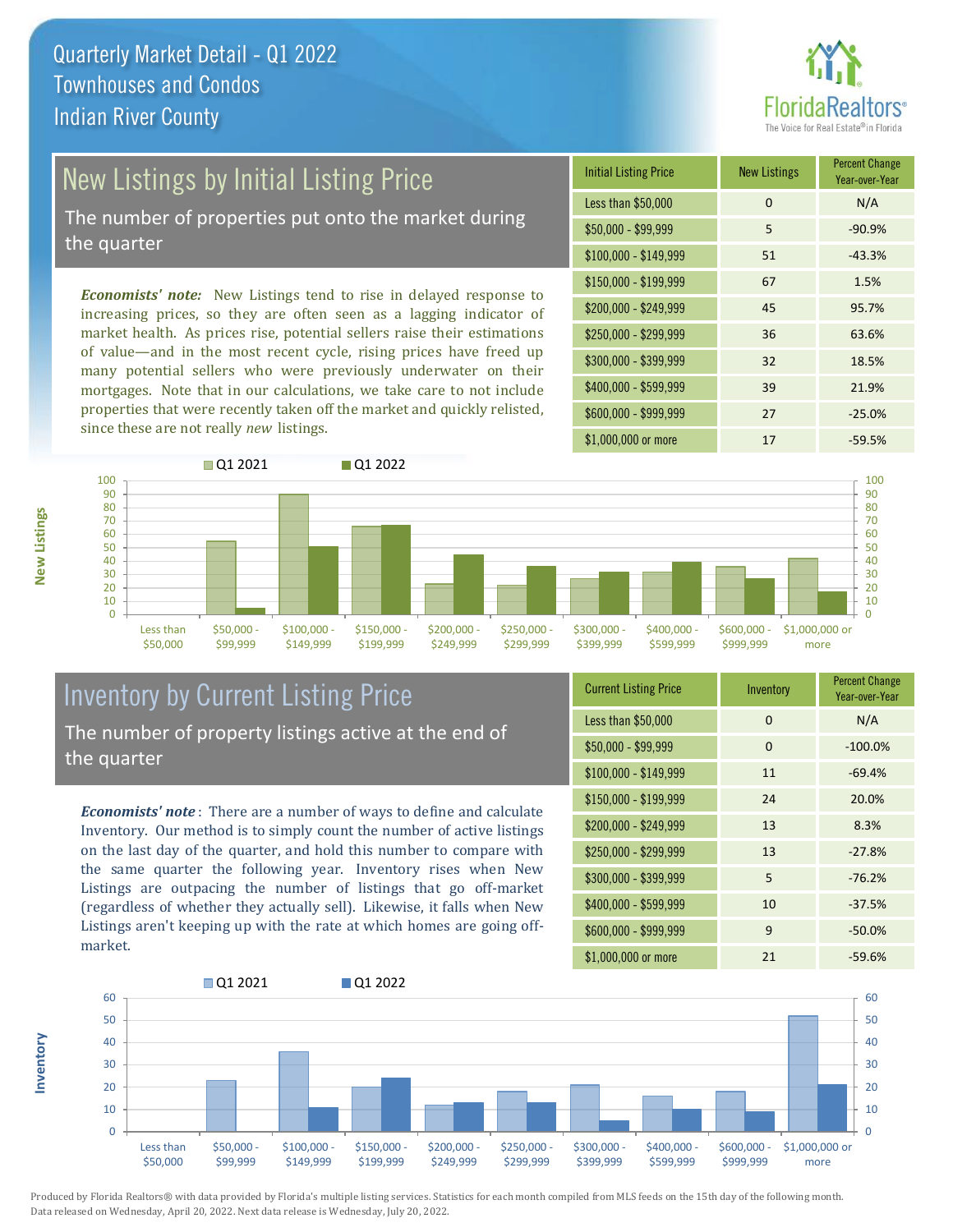# Quarterly Market Detail - Q1 2022
## Townhouses and Condos
## Indian River County

## New Listings by Initial Listing Price

The number of properties put onto the market during the quarter

*Economists' note:* New Listings tend to rise in delayed response to increasing prices, so they are often seen as a lagging indicator of market health. As prices rise, potential sellers raise their estimations of value—and in the most recent cycle, rising prices have freed up many potential sellers who were previously underwater on their mortgages. Note that in our calculations, we take care to not include properties that were recently taken off the market and quickly relisted, since these are not really *new* listings.

| Initial Listing Price | New Listings | Percent Change Year-over-Year |
|---|---|---|
| Less than $50,000 | 0 | N/A |
| $50,000 - $99,999 | 5 | -90.9% |
| $100,000 - $149,999 | 51 | -43.3% |
| $150,000 - $199,999 | 67 | 1.5% |
| $200,000 - $249,999 | 45 | 95.7% |
| $250,000 - $299,999 | 36 | 63.6% |
| $300,000 - $399,999 | 32 | 18.5% |
| $400,000 - $599,999 | 39 | 21.9% |
| $600,000 - $999,999 | 27 | -25.0% |
| $1,000,000 or more | 17 | -59.5% |

## Inventory by Current Listing Price

The number of property listings active at the end of the quarter

*Economists' note*: There are a number of ways to define and calculate Inventory. Our method is to simply count the number of active listings on the last day of the quarter, and hold this number to compare with the same quarter the following year. Inventory rises when New Listings are outpacing the number of listings that go off-market (regardless of whether they actually sell). Likewise, it falls when New Listings aren't keeping up with the rate at which homes are going off-market.

| Current Listing Price | Inventory | Percent Change Year-over-Year |
|---|---|---|
| Less than $50,000 | 0 | N/A |
| $50,000 - $99,999 | 0 | -100.0% |
| $100,000 - $149,999 | 11 | -69.4% |
| $150,000 - $199,999 | 24 | 20.0% |
| $200,000 - $249,999 | 13 | 8.3% |
| $250,000 - $299,999 | 13 | -27.8% |
| $300,000 - $399,999 | 5 | -76.2% |
| $400,000 - $599,999 | 10 | -37.5% |
| $600,000 - $999,999 | 9 | -50.0% |
| $1,000,000 or more | 21 | -59.6% |

Produced by Florida Realtors® with data provided by Florida's multiple listing services. Statistics for each month compiled from MLS feeds on the 15th day of the following month. Data released on Wednesday, April 20, 2022. Next data release is Wednesday, July 20, 2022.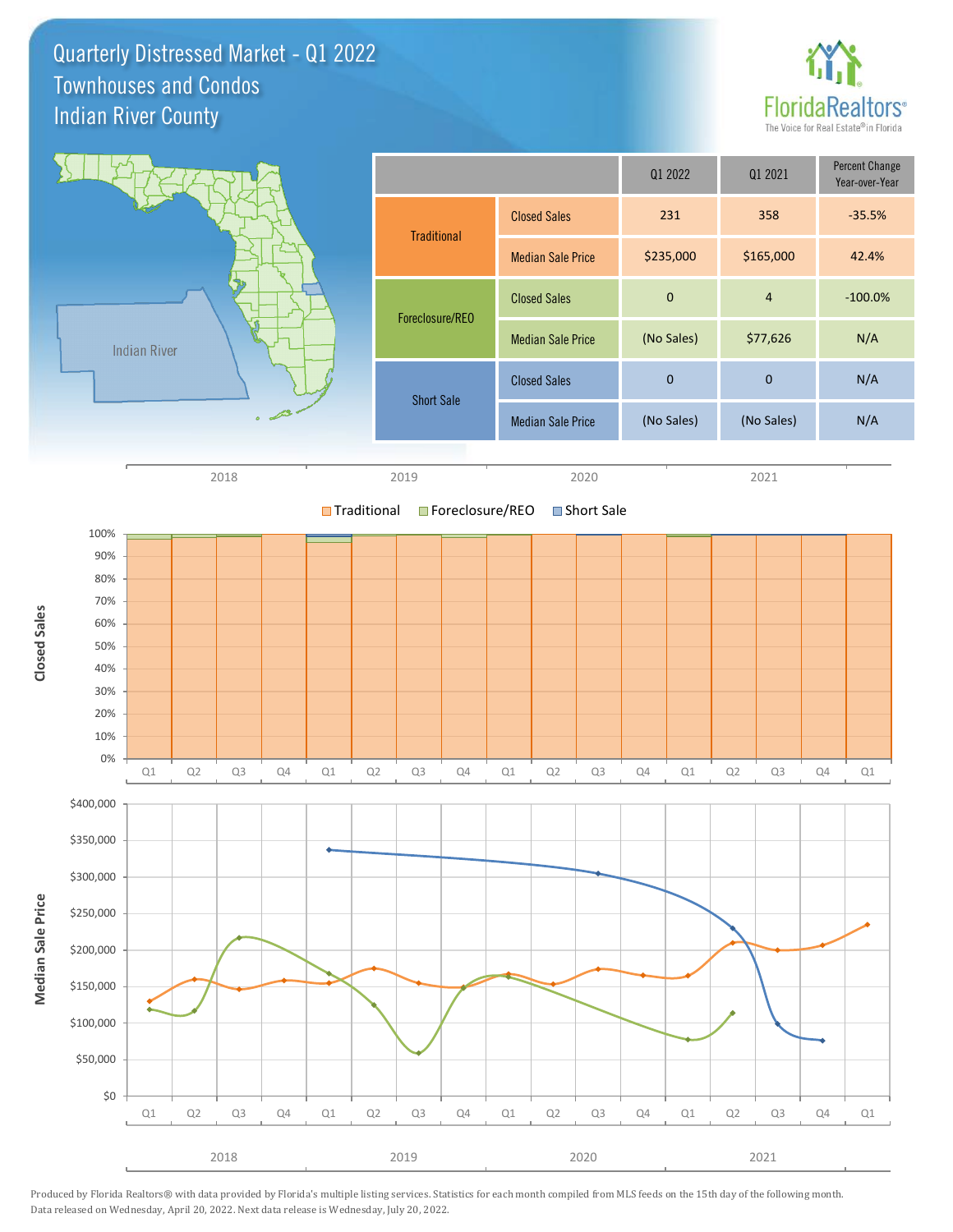# Quarterly Distressed Market - Q1 2022
## Townhouses and Condos
## Indian River County

FloridaRealtors®
The Voice for Real Estate® in Florida

Indian River

| | | Q1 2022 | Q1 2021 | Percent Change Year-over-Year |
|---|---|---|---|---|
| Traditional | Closed Sales | 231 | 358 | -35.5% |
| | Median Sale Price | $235,000 | $165,000 | 42.4% |
| Foreclosure/REO | Closed Sales | 0 | 4 | -100.0% |
| | Median Sale Price | (No Sales) | $77,626 | N/A |
| Short Sale | Closed Sales | 0 | 0 | N/A |
| | Median Sale Price | (No Sales) | (No Sales) | N/A |

2018 2019 2020 2021

Traditional Foreclosure/REO Short Sale

Closed Sales

100% 90% 80% 70% 60% 50% 40% 30% 20% 10% 0%

Q1 Q2 Q3 Q4 Q1 Q2 Q3 Q4 Q1 Q2 Q3 Q4 Q1 Q2 Q3 Q4 Q1

Median Sale Price

$400,000 $350,000 $300,000 $250,000 $200,000 $150,000 $100,000 $50,000 $0

Q1 Q2 Q3 Q4 Q1 Q2 Q3 Q4 Q1 Q2 Q3 Q4 Q1 Q2 Q3 Q4 Q1

2018 2019 2020 2021

Produced by Florida Realtors® with data provided by Florida's multiple listing services. Statistics for each month compiled from MLS feeds on the 15th day of the following month.
Data released on Wednesday, April 20, 2022. Next data release is Wednesday, July 20, 2022.